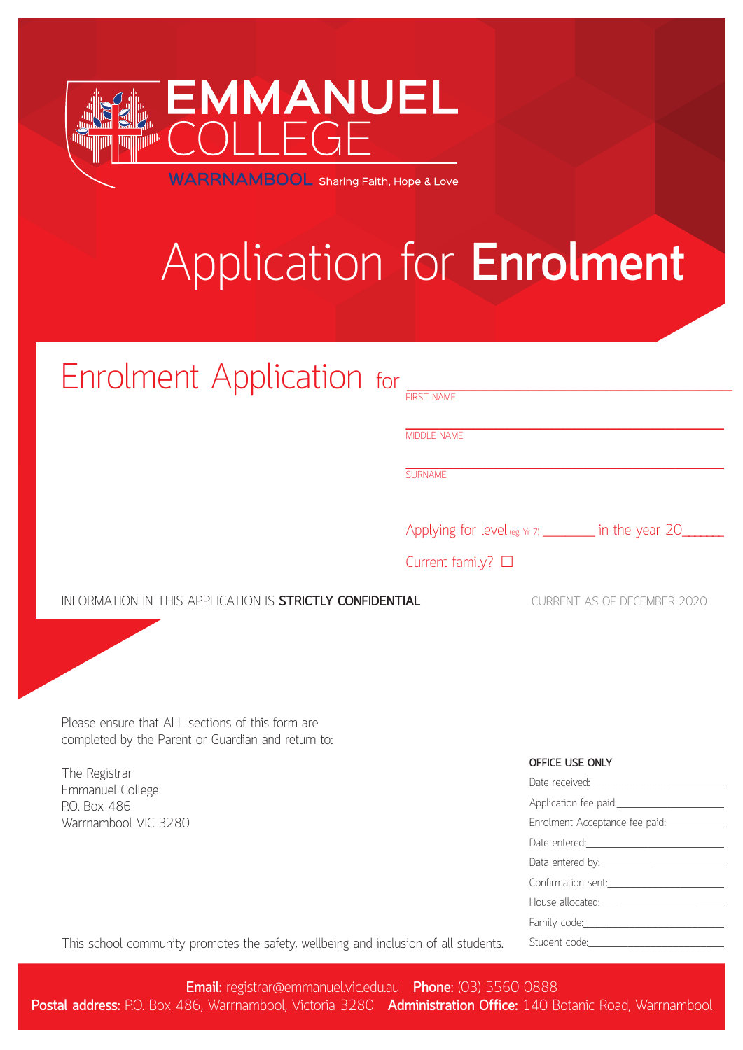# EMMANUEL COLLEGE

WARRNAMBOOL Sharing Faith, Hope & Love

# Application for **Enrolment**

## Enrolment Application for

\_\_\_\_\_\_\_\_\_\_\_\_\_\_\_\_\_\_\_\_\_\_\_\_\_\_\_\_\_\_\_\_\_\_\_\_
FIRST NAME

\_\_\_\_\_\_\_\_\_\_\_\_\_\_\_\_\_\_\_\_\_\_\_\_\_\_\_\_\_\_\_\_\_\_\_\_
MIDDLE NAME

\_\_\_\_\_\_\_\_\_\_\_\_\_\_\_\_\_\_\_\_\_\_\_\_\_\_\_\_\_\_\_\_\_\_\_\_
SURNAME

Applying for level (eg. Yr 7) \_\_\_\_\_\_\_\_ in the year 20\_\_\_\_\_\_

Current family? ☐

INFORMATION IN THIS APPLICATION IS **STRICTLY CONFIDENTIAL**

CURRENT AS OF DECEMBER 2020

Please ensure that ALL sections of this form are completed by the Parent or Guardian and return to:

The Registrar
Emmanuel College
P.O. Box 486
Warrnambool VIC 3280

**OFFICE USE ONLY**

Date received:\_\_\_\_\_\_\_\_\_\_\_\_\_\_\_\_\_\_\_\_\_\_

Application fee paid:\_\_\_\_\_\_\_\_\_\_\_\_\_\_\_\_\_\_\_\_\_\_

Enrolment Acceptance fee paid:\_\_\_\_\_\_\_\_\_\_\_\_

Date entered:\_\_\_\_\_\_\_\_\_\_\_\_\_\_\_\_\_\_\_\_\_\_

Data entered by:\_\_\_\_\_\_\_\_\_\_\_\_\_\_\_\_\_\_\_\_\_\_

Confirmation sent:\_\_\_\_\_\_\_\_\_\_\_\_\_\_\_\_\_\_\_\_\_\_

House allocated:\_\_\_\_\_\_\_\_\_\_\_\_\_\_\_\_\_\_\_\_\_\_

Family code:\_\_\_\_\_\_\_\_\_\_\_\_\_\_\_\_\_\_\_\_\_\_

Student code:\_\_\_\_\_\_\_\_\_\_\_\_\_\_\_\_\_\_\_\_\_\_

This school community promotes the safety, wellbeing and inclusion of all students.

**Email:** registrar@emmanuel.vic.edu.au **Phone:** (03) 5560 0888
**Postal address:** P.O. Box 486, Warrnambool, Victoria 3280 **Administration Office:** 140 Botanic Road, Warrnambool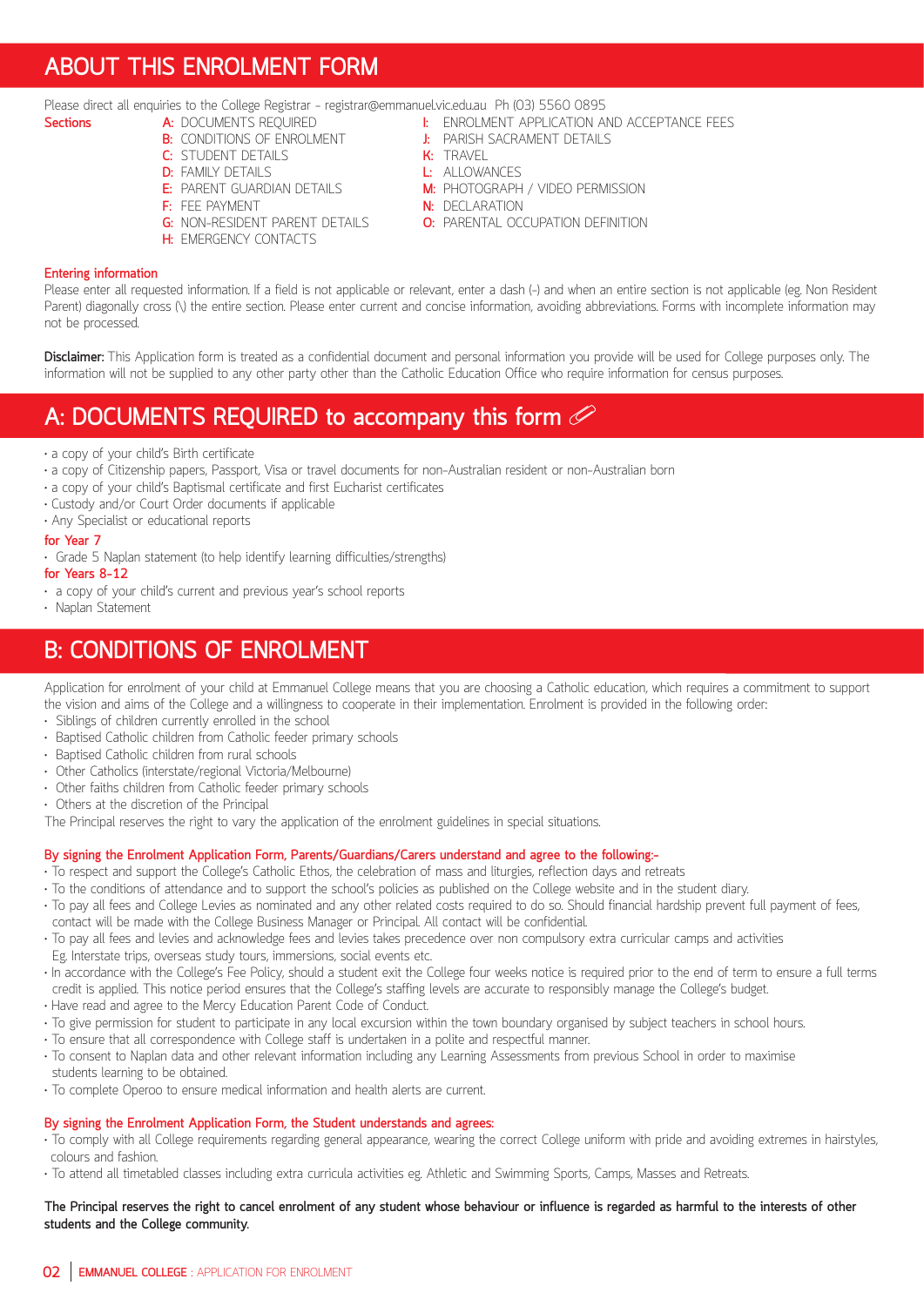## ABOUT THIS ENROLMENT FORM

Please direct all enquiries to the College Registrar - registrar@emmanuel.vic.edu.au Ph (03) 5560 0895

**Sections**

- **A:** DOCUMENTS REQUIRED
- **B:** CONDITIONS OF ENROLMENT
- **C:** STUDENT DETAILS
- **D:** FAMILY DETAILS
- **E:** PARENT GUARDIAN DETAILS
- **F:** FEE PAYMENT
- **G:** NON-RESIDENT PARENT DETAILS
- **H:** EMERGENCY CONTACTS
- **I:** ENROLMENT APPLICATION AND ACCEPTANCE FEES
- **J:** PARISH SACRAMENT DETAILS
- **K:** TRAVEL
- **L:** ALLOWANCES
- **M:** PHOTOGRAPH / VIDEO PERMISSION
- **N:** DECLARATION
- **O:** PARENTAL OCCUPATION DEFINITION

**Entering information**

Please enter all requested information. If a field is not applicable or relevant, enter a dash (-) and when an entire section is not applicable (eg. Non Resident Parent) diagonally cross (\) the entire section. Please enter current and concise information, avoiding abbreviations. Forms with incomplete information may not be processed.

**Disclaimer:** This Application form is treated as a confidential document and personal information you provide will be used for College purposes only. The information will not be supplied to any other party other than the Catholic Education Office who require information for census purposes.

## A: DOCUMENTS REQUIRED to accompany this form

- a copy of your child's Birth certificate
- a copy of Citizenship papers, Passport, Visa or travel documents for non-Australian resident or non-Australian born
- a copy of your child's Baptismal certificate and first Eucharist certificates
- Custody and/or Court Order documents if applicable
- Any Specialist or educational reports

**for Year 7**

- Grade 5 Naplan statement (to help identify learning difficulties/strengths)

**for Years 8-12**

- a copy of your child's current and previous year's school reports
- Naplan Statement

## B: CONDITIONS OF ENROLMENT

Application for enrolment of your child at Emmanuel College means that you are choosing a Catholic education, which requires a commitment to support the vision and aims of the College and a willingness to cooperate in their implementation. Enrolment is provided in the following order:

- Siblings of children currently enrolled in the school
- Baptised Catholic children from Catholic feeder primary schools
- Baptised Catholic children from rural schools
- Other Catholics (interstate/regional Victoria/Melbourne)
- Other faiths children from Catholic feeder primary schools
- Others at the discretion of the Principal

The Principal reserves the right to vary the application of the enrolment guidelines in special situations.

**By signing the Enrolment Application Form, Parents/Guardians/Carers understand and agree to the following:-**

- To respect and support the College's Catholic Ethos, the celebration of mass and liturgies, reflection days and retreats
- To the conditions of attendance and to support the school's policies as published on the College website and in the student diary.
- To pay all fees and College Levies as nominated and any other related costs required to do so. Should financial hardship prevent full payment of fees, contact will be made with the College Business Manager or Principal. All contact will be confidential.
- To pay all fees and levies and acknowledge fees and levies takes precedence over non compulsory extra curricular camps and activities Eg. Interstate trips, overseas study tours, immersions, social events etc.
- In accordance with the College's Fee Policy, should a student exit the College four weeks notice is required prior to the end of term to ensure a full terms credit is applied. This notice period ensures that the College's staffing levels are accurate to responsibly manage the College's budget.
- Have read and agree to the Mercy Education Parent Code of Conduct.
- To give permission for student to participate in any local excursion within the town boundary organised by subject teachers in school hours.
- To ensure that all correspondence with College staff is undertaken in a polite and respectful manner.
- To consent to Naplan data and other relevant information including any Learning Assessments from previous School in order to maximise students learning to be obtained.
- To complete Operoo to ensure medical information and health alerts are current.

**By signing the Enrolment Application Form, the Student understands and agrees:**

- To comply with all College requirements regarding general appearance, wearing the correct College uniform with pride and avoiding extremes in hairstyles, colours and fashion.
- To attend all timetabled classes including extra curricula activities eg. Athletic and Swimming Sports, Camps, Masses and Retreats.

**The Principal reserves the right to cancel enrolment of any student whose behaviour or influence is regarded as harmful to the interests of other students and the College community.**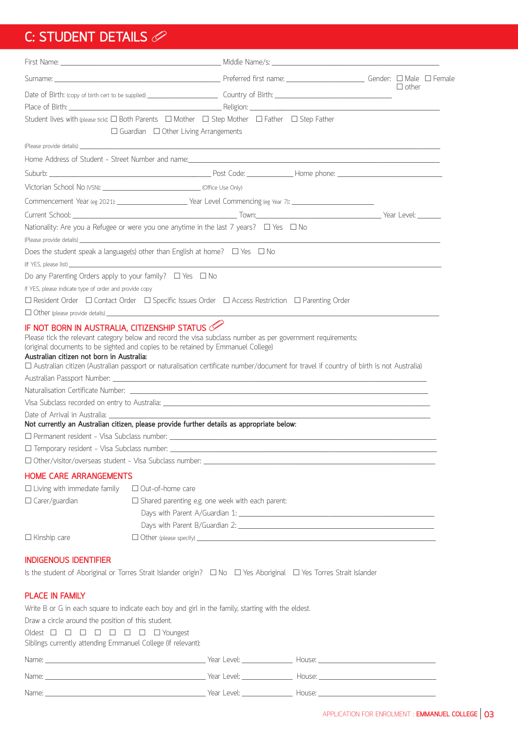## C: STUDENT DETAILS

First Name: ______________________ Middle Name/s: ______________________

Surname: ______________________ Preferred first name: ______________ Gender: ☐ Male ☐ Female ☐ other

Date of Birth: (copy of birth cert to be supplied) ______________ Country of Birth: ______________________

Place of Birth: ______________________ Religion: ______________________

Student lives with (please tick): ☐ Both Parents ☐ Mother ☐ Step Mother ☐ Father ☐ Step Father ☐ Guardian ☐ Other Living Arrangements

(Please provide details) ______________________________________________

Home Address of Student - Street Number and name: ______________________________________________

Suburb: ______________________ Post Code: __________ Home phone: ______________________

Victorian School No (VSN): ______________________ (Office Use Only)

Commencement Year (eg 2021): ______________ Year Level Commencing (eg Year 7): ______________

Current School: ______________________ Town: ______________________ Year Level: ______

Nationality: Are you a Refugee or were you one anytime in the last 7 years? ☐ Yes ☐ No

(Please provide details) ______________________________________________

Does the student speak a language(s) other than English at home? ☐ Yes ☐ No

(If YES, please list) ______________________________________________

Do any Parenting Orders apply to your family? ☐ Yes ☐ No

If YES, please indicate type of order and provide copy

☐ Resident Order ☐ Contact Order ☐ Specific Issues Order ☐ Access Restriction ☐ Parenting Order

☐ Other (please provide details) ______________________________________________

### IF NOT BORN IN AUSTRALIA, CITIZENSHIP STATUS

Please tick the relevant category below and record the visa subclass number as per government requirements:
(original documents to be sighted and copies to be retained by Emmanuel College)

**Australian citizen not born in Australia:**

☐ Australian citizen (Australian passport or naturalisation certificate number/document for travel if country of birth is not Australia)

Australian Passport Number: ______________________________________________

Naturalisation Certificate Number: ______________________________________________

Visa Subclass recorded on entry to Australia: ______________________________________________

Date of Arrival in Australia: ______________________________________________

**Not currently an Australian citizen, please provide further details as appropriate below:**

☐ Permanent resident - Visa Subclass number: ______________________________________________

☐ Temporary resident - Visa Subclass number: ______________________________________________

☐ Other/visitor/overseas student - Visa Subclass number: ______________________________________________

### HOME CARE ARRANGEMENTS

☐ Living with immediate family ☐ Out-of-home care

☐ Carer/guardian ☐ Shared parenting e.g. one week with each parent:

Days with Parent A/Guardian 1: ______________________________________________

Days with Parent B/Guardian 2: ______________________________________________

☐ Kinship care ☐ Other (please specify) ______________________________________________

### INDIGENOUS IDENTIFIER

Is the student of Aboriginal or Torres Strait Islander origin? ☐ No ☐ Yes Aboriginal ☐ Yes Torres Strait Islander

### PLACE IN FAMILY

Write B or G in each square to indicate each boy and girl in the family, starting with the eldest.

Draw a circle around the position of this student.

Oldest ☐ ☐ ☐ ☐ ☐ ☐ ☐ ☐ Youngest

Siblings currently attending Emmanuel College (if relevant):

Name: ______________________ Year Level: __________ House: ______________________

Name: ______________________ Year Level: __________ House: ______________________

Name: ______________________ Year Level: __________ House: ______________________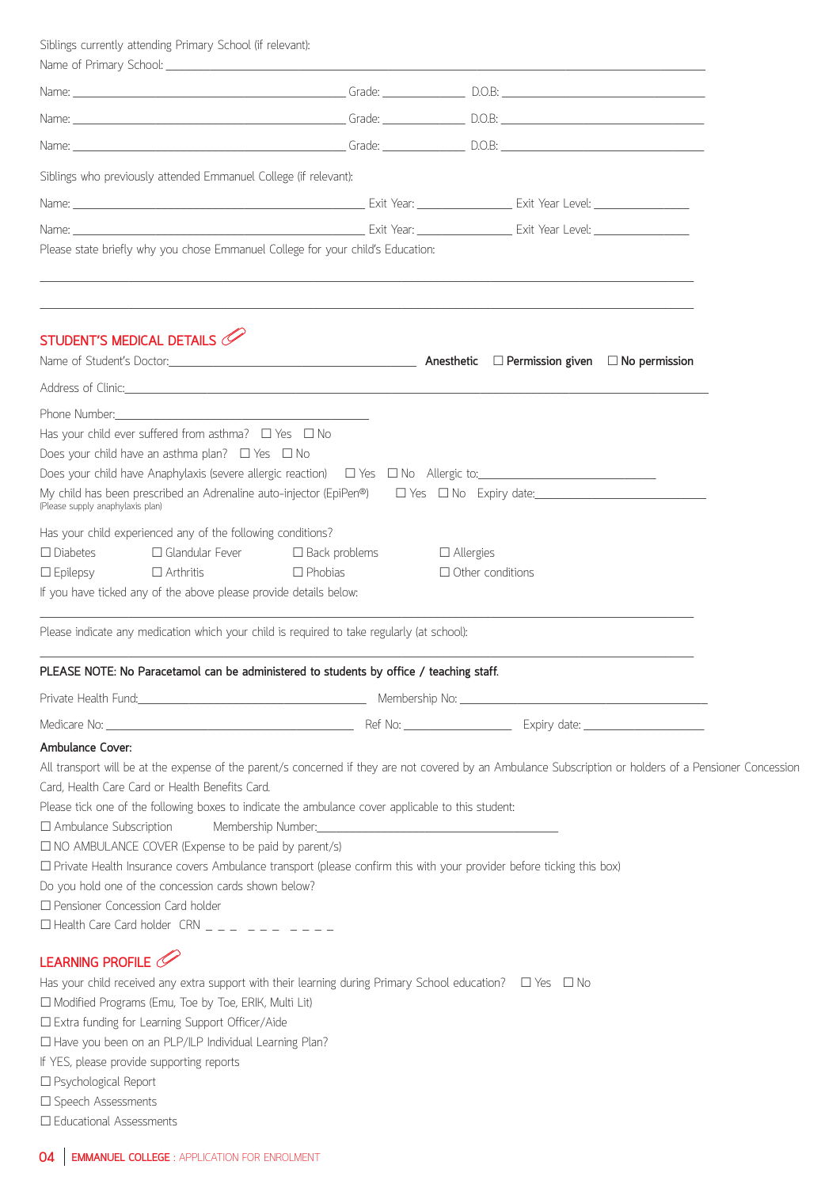Siblings currently attending Primary School (if relevant):

Name of Primary School: ___________________________________________

Name: ______________________ Grade: __________ D.O.B: ______________

Name: ______________________ Grade: __________ D.O.B: ______________

Name: ______________________ Grade: __________ D.O.B: ______________

Siblings who previously attended Emmanuel College (if relevant):

Name: ______________________ Exit Year: __________ Exit Year Level: __________

Name: ______________________ Exit Year: __________ Exit Year Level: __________

Please state briefly why you chose Emmanuel College for your child's Education:

_____________________________________________________________________

_____________________________________________________________________

## STUDENT'S MEDICAL DETAILS

Name of Student's Doctor: ______________________ **Anesthetic** ☐ **Permission given** ☐ **No permission**

Address of Clinic: ___________________________________________

Phone Number: ______________________

Has your child ever suffered from asthma? ☐ Yes ☐ No

Does your child have an asthma plan? ☐ Yes ☐ No

Does your child have Anaphylaxis (severe allergic reaction) ☐ Yes ☐ No Allergic to: ______________________

My child has been prescribed an Adrenaline auto-injector (EpiPen®) ☐ Yes ☐ No Expiry date: ______________________
(Please supply anaphylaxis plan)

Has your child experienced any of the following conditions?

☐ Diabetes ☐ Glandular Fever ☐ Back problems ☐ Allergies

☐ Epilepsy ☐ Arthritis ☐ Phobias ☐ Other conditions

If you have ticked any of the above please provide details below:

_____________________________________________________________________

Please indicate any medication which your child is required to take regularly (at school):

_____________________________________________________________________

**PLEASE NOTE: No Paracetamol can be administered to students by office / teaching staff.**

Private Health Fund: ______________________ Membership No: ______________________

Medicare No: ______________________ Ref No: __________ Expiry date: __________

**Ambulance Cover:**

All transport will be at the expense of the parent/s concerned if they are not covered by an Ambulance Subscription or holders of a Pensioner Concession Card, Health Care Card or Health Benefits Card.

Please tick one of the following boxes to indicate the ambulance cover applicable to this student:

☐ Ambulance Subscription Membership Number: ______________________

☐ NO AMBULANCE COVER (Expense to be paid by parent/s)

☐ Private Health Insurance covers Ambulance transport (please confirm this with your provider before ticking this box)

Do you hold one of the concession cards shown below?

☐ Pensioner Concession Card holder

☐ Health Care Card holder CRN _ _ _ _ _ _ _ _ _ _

## LEARNING PROFILE

Has your child received any extra support with their learning during Primary School education? ☐ Yes ☐ No

☐ Modified Programs (Emu, Toe by Toe, ERIK, Multi Lit)

☐ Extra funding for Learning Support Officer/Aide

☐ Have you been on an PLP/ILP Individual Learning Plan?

If YES, please provide supporting reports

☐ Psychological Report

☐ Speech Assessments

☐ Educational Assessments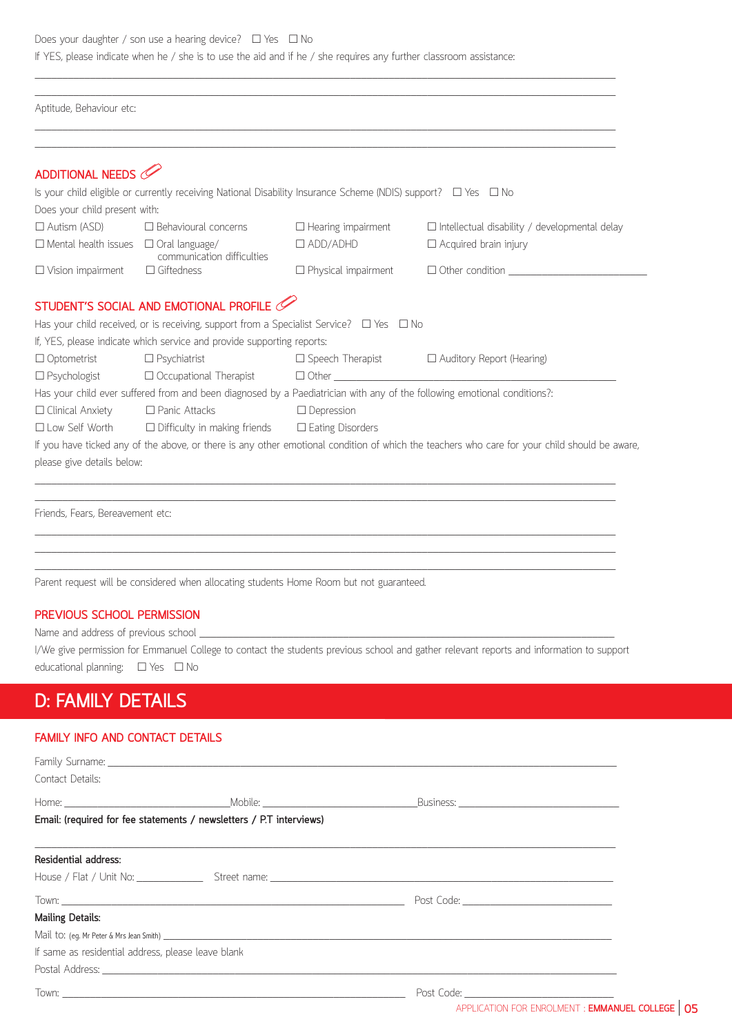Does your daughter / son use a hearing device? ☐ Yes ☐ No

If YES, please indicate when he / she is to use the aid and if he / she requires any further classroom assistance:

______________________________________________________________________________

______________________________________________________________________________

Aptitude, Behaviour etc:

______________________________________________________________________________

______________________________________________________________________________

## ADDITIONAL NEEDS

Is your child eligible or currently receiving National Disability Insurance Scheme (NDIS) support? ☐ Yes ☐ No

Does your child present with:

| | | | |
|---|---|---|---|
| ☐ Autism (ASD) | ☐ Behavioural concerns | ☐ Hearing impairment | ☐ Intellectual disability / developmental delay |
| ☐ Mental health issues | ☐ Oral language/ communication difficulties | ☐ ADD/ADHD | ☐ Acquired brain injury |
| ☐ Vision impairment | ☐ Giftedness | ☐ Physical impairment | ☐ Other condition ____________________ |

## STUDENT'S SOCIAL AND EMOTIONAL PROFILE

Has your child received, or is receiving, support from a Specialist Service? ☐ Yes ☐ No

If, YES, please indicate which service and provide supporting reports:

| | | | |
|---|---|---|---|
| ☐ Optometrist | ☐ Psychiatrist | ☐ Speech Therapist | ☐ Auditory Report (Hearing) |
| ☐ Psychologist | ☐ Occupational Therapist | ☐ Other ____________________ | |

Has your child ever suffered from and been diagnosed by a Paediatrician with any of the following emotional conditions?:

| | | |
|---|---|---|
| ☐ Clinical Anxiety | ☐ Panic Attacks | ☐ Depression |
| ☐ Low Self Worth | ☐ Difficulty in making friends | ☐ Eating Disorders |

If you have ticked any of the above, or there is any other emotional condition of which the teachers who care for your child should be aware, please give details below:

______________________________________________________________________________

______________________________________________________________________________

Friends, Fears, Bereavement etc:

______________________________________________________________________________

______________________________________________________________________________

______________________________________________________________________________

Parent request will be considered when allocating students Home Room but not guaranteed.

## PREVIOUS SCHOOL PERMISSION

Name and address of previous school ____________________________________________________________

I/We give permission for Emmanuel College to contact the students previous school and gather relevant reports and information to support educational planning: ☐ Yes ☐ No

# D: FAMILY DETAILS

## FAMILY INFO AND CONTACT DETAILS

Family Surname: ____________________________________________________________

Contact Details:

Home: ____________________ Mobile: ____________________ Business: ____________________

**Email: (required for fee statements / newsletters / P.T interviews)**

______________________________________________________________________________

**Residential address:**

House / Flat / Unit No: __________ Street name: ____________________________________________

Town: ____________________________________________ Post Code: ____________________

**Mailing Details:**

Mail to: (eg. Mr Peter & Mrs Jean Smith) ____________________________________________________

If same as residential address, please leave blank

Postal Address: ____________________________________________________________

Town: ____________________________________________ Post Code: ____________________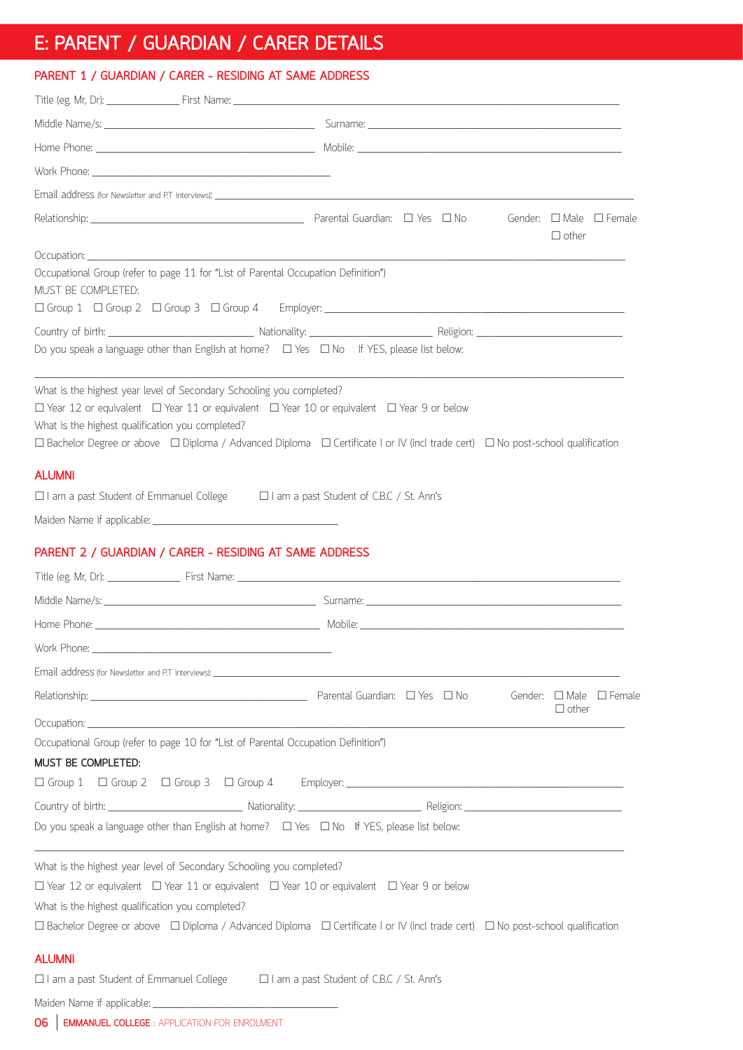# E: PARENT / GUARDIAN / CARER DETAILS

## PARENT 1 / GUARDIAN / CARER - RESIDING AT SAME ADDRESS

Title (eg. Mr, Dr): ____________ First Name: ______________________________________________

Middle Name/s: ______________________________ Surname: ______________________________

Home Phone: ______________________________ Mobile: ______________________________

Work Phone: ______________________________

Email address (for Newsletter and P.T interviews): ______________________________________________

Relationship: ______________________________ Parental Guardian: ☐ Yes ☐ No Gender: ☐ Male ☐ Female ☐ other

Occupation: ______________________________________________

Occupational Group (refer to page 11 for "List of Parental Occupation Definition")

MUST BE COMPLETED:

☐ Group 1 ☐ Group 2 ☐ Group 3 ☐ Group 4 Employer: ______________________________

Country of birth: ____________________ Nationality: ____________________ Religion: ____________________

Do you speak a language other than English at home? ☐ Yes ☐ No If YES, please list below:

______________________________________________

What is the highest year level of Secondary Schooling you completed?

☐ Year 12 or equivalent ☐ Year 11 or equivalent ☐ Year 10 or equivalent ☐ Year 9 or below

What is the highest qualification you completed?

☐ Bachelor Degree or above ☐ Diploma / Advanced Diploma ☐ Certificate I or IV (incl trade cert) ☐ No post-school qualification

### ALUMNI

☐ I am a past Student of Emmanuel College ☐ I am a past Student of C.B.C / St. Ann's

Maiden Name if applicable: ______________________________

## PARENT 2 / GUARDIAN / CARER - RESIDING AT SAME ADDRESS

Title (eg. Mr, Dr): ____________ First Name: ______________________________________________

Middle Name/s: ______________________________ Surname: ______________________________

Home Phone: ______________________________ Mobile: ______________________________

Work Phone: ______________________________

Email address (for Newsletter and P.T interviews): ______________________________________________

Relationship: ______________________________ Parental Guardian: ☐ Yes ☐ No Gender: ☐ Male ☐ Female ☐ other

Occupation: ______________________________________________

Occupational Group (refer to page 10 for "List of Parental Occupation Definition")

**MUST BE COMPLETED:**

☐ Group 1 ☐ Group 2 ☐ Group 3 ☐ Group 4 Employer: ______________________________

Country of birth: ____________________ Nationality: ____________________ Religion: ____________________

Do you speak a language other than English at home? ☐ Yes ☐ No If YES, please list below:

______________________________________________

What is the highest year level of Secondary Schooling you completed?

☐ Year 12 or equivalent ☐ Year 11 or equivalent ☐ Year 10 or equivalent ☐ Year 9 or below

What is the highest qualification you completed?

☐ Bachelor Degree or above ☐ Diploma / Advanced Diploma ☐ Certificate I or IV (incl trade cert) ☐ No post-school qualification

### ALUMNI

☐ I am a past Student of Emmanuel College ☐ I am a past Student of C.B.C / St. Ann's

Maiden Name if applicable: ______________________________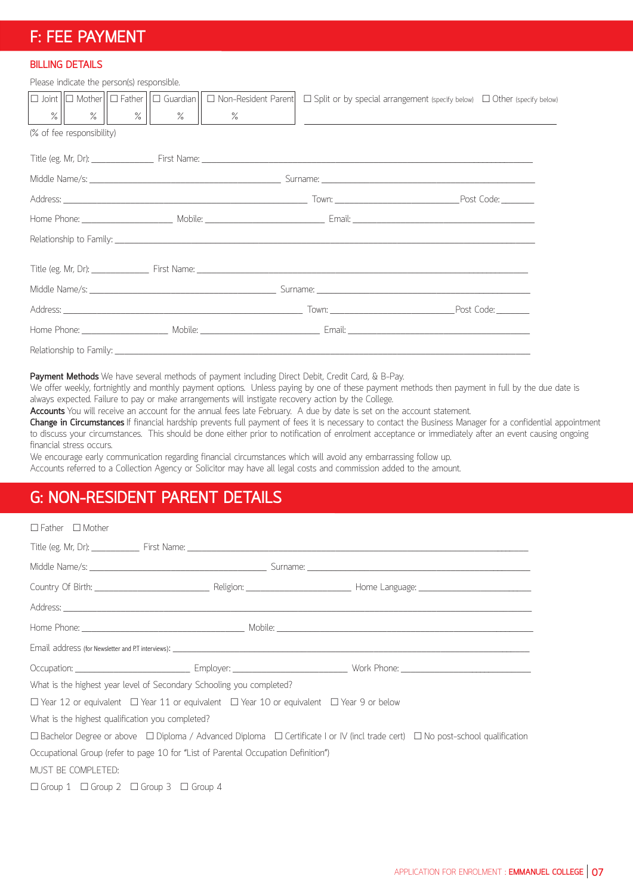## F: FEE PAYMENT

### BILLING DETAILS

Please indicate the person(s) responsible.

| ☐ Joint | ☐ Mother | ☐ Father | ☐ Guardian | ☐ Non-Resident Parent | ☐ Split or by special arrangement (specify below) | ☐ Other (specify below) |
|---|---|---|---|---|---|---|
| % | % | % | % | % | | |

(% of fee responsibility)

Title (eg. Mr, Dr): ____________ First Name: ______________________________________________

Middle Name/s: ______________________________ Surname: ______________________________

Address: ______________________________________ Town: ____________________ Post Code: ______

Home Phone: ________________ Mobile: ____________________ Email: ____________________________

Relationship to Family: ______________________________________________________________

Title (eg. Mr, Dr): ____________ First Name: ______________________________________________

Middle Name/s: ______________________________ Surname: ______________________________

Address: ______________________________________ Town: ____________________ Post Code: ______

Home Phone: ________________ Mobile: ____________________ Email: ____________________________

Relationship to Family: ______________________________________________________________

**Payment Methods** We have several methods of payment including Direct Debit, Credit Card, & B-Pay.
We offer weekly, fortnightly and monthly payment options. Unless paying by one of these payment methods then payment in full by the due date is always expected. Failure to pay or make arrangements will instigate recovery action by the College.
**Accounts** You will receive an account for the annual fees late February. A due by date is set on the account statement.
**Change in Circumstances** If financial hardship prevents full payment of fees it is necessary to contact the Business Manager for a confidential appointment to discuss your circumstances. This should be done either prior to notification of enrolment acceptance or immediately after an event causing ongoing financial stress occurs.
We encourage early communication regarding financial circumstances which will avoid any embarrassing follow up.
Accounts referred to a Collection Agency or Solicitor may have all legal costs and commission added to the amount.

## G: NON-RESIDENT PARENT DETAILS

☐ Father ☐ Mother

Title (eg. Mr, Dr): __________ First Name: ______________________________________________

Middle Name/s: ______________________________ Surname: ______________________________

Country Of Birth: __________________ Religion: ________________ Home Language: __________________

Address: ______________________________________________________________________________

Home Phone: __________________________ Mobile: ______________________________________

Email address (for Newsletter and P.T interviews): ______________________________________________

Occupation: ________________ Employer: __________________ Work Phone: ____________________

What is the highest year level of Secondary Schooling you completed?

☐ Year 12 or equivalent ☐ Year 11 or equivalent ☐ Year 10 or equivalent ☐ Year 9 or below

What is the highest qualification you completed?

☐ Bachelor Degree or above ☐ Diploma / Advanced Diploma ☐ Certificate I or IV (incl trade cert) ☐ No post-school qualification

Occupational Group (refer to page 10 for "List of Parental Occupation Definition")

MUST BE COMPLETED:

☐ Group 1 ☐ Group 2 ☐ Group 3 ☐ Group 4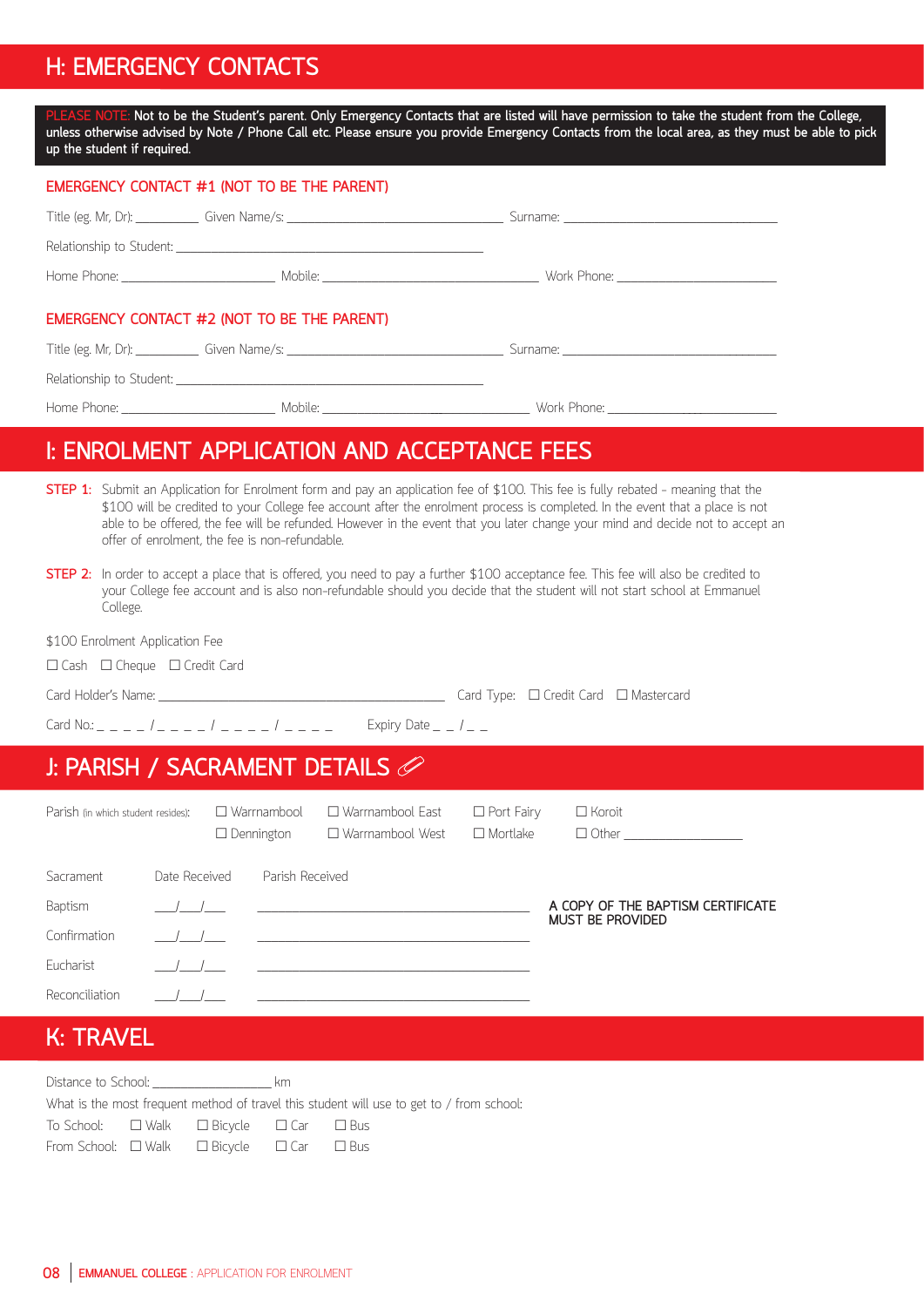## H: EMERGENCY CONTACTS

PLEASE NOTE: Not to be the Student's parent. Only Emergency Contacts that are listed will have permission to take the student from the College, unless otherwise advised by Note / Phone Call etc. Please ensure you provide Emergency Contacts from the local area, as they must be able to pick up the student if required.

### EMERGENCY CONTACT #1 (NOT TO BE THE PARENT)

Title (eg. Mr, Dr): __________ Given Name/s: ______________________________ Surname: ______________________________

Relationship to Student: ____________________________________________

Home Phone: ______________________ Mobile: ______________________________ Work Phone: ______________________

### EMERGENCY CONTACT #2 (NOT TO BE THE PARENT)

Title (eg. Mr, Dr): __________ Given Name/s: ______________________________ Surname: ______________________________

Relationship to Student: ____________________________________________

Home Phone: ______________________ Mobile: ______________________________ Work Phone: ______________________

## I: ENROLMENT APPLICATION AND ACCEPTANCE FEES

**STEP 1:** Submit an Application for Enrolment form and pay an application fee of $100. This fee is fully rebated - meaning that the $100 will be credited to your College fee account after the enrolment process is completed. In the event that a place is not able to be offered, the fee will be refunded. However in the event that you later change your mind and decide not to accept an offer of enrolment, the fee is non-refundable.

**STEP 2:** In order to accept a place that is offered, you need to pay a further $100 acceptance fee. This fee will also be credited to your College fee account and is also non-refundable should you decide that the student will not start school at Emmanuel College.

$100 Enrolment Application Fee

☐ Cash ☐ Cheque ☐ Credit Card

Card Holder's Name: ________________________________________ Card Type: ☐ Credit Card ☐ Mastercard

Card No.: _ _ _ _ / _ _ _ _ / _ _ _ _ / _ _ _ _ Expiry Date _ _ / _ _

## J: PARISH / SACRAMENT DETAILS

Parish (in which student resides): ☐ Warrnambool ☐ Warrnambool East ☐ Port Fairy ☐ Koroit ☐ Dennington ☐ Warrnambool West ☐ Mortlake ☐ Other ________________

| Sacrament | Date Received | Parish Received |
|---|---|---|
| Baptism | ___/___/___ | ________________________________ |
| Confirmation | ___/___/___ | ________________________________ |
| Eucharist | ___/___/___ | ________________________________ |
| Reconciliation | ___/___/___ | ________________________________ |

**A COPY OF THE BAPTISM CERTIFICATE MUST BE PROVIDED**

## K: TRAVEL

Distance to School: ________________ km

What is the most frequent method of travel this student will use to get to / from school:

To School: ☐ Walk ☐ Bicycle ☐ Car ☐ Bus

From School: ☐ Walk ☐ Bicycle ☐ Car ☐ Bus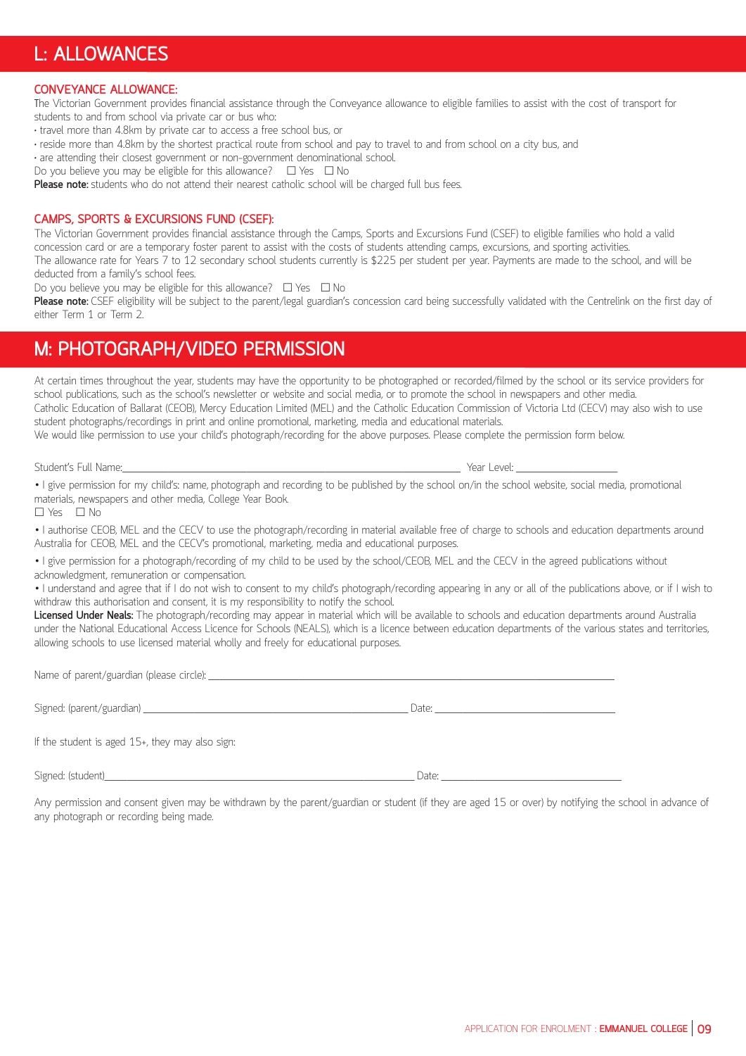# L: ALLOWANCES

## CONVEYANCE ALLOWANCE:

The Victorian Government provides financial assistance through the Conveyance allowance to eligible families to assist with the cost of transport for students to and from school via private car or bus who:

- travel more than 4.8km by private car to access a free school bus, or
- reside more than 4.8km by the shortest practical route from school and pay to travel to and from school on a city bus, and
- are attending their closest government or non-government denominational school.

Do you believe you may be eligible for this allowance? ☐ Yes ☐ No

**Please note:** students who do not attend their nearest catholic school will be charged full bus fees.

## CAMPS, SPORTS & EXCURSIONS FUND (CSEF):

The Victorian Government provides financial assistance through the Camps, Sports and Excursions Fund (CSEF) to eligible families who hold a valid concession card or are a temporary foster parent to assist with the costs of students attending camps, excursions, and sporting activities.

The allowance rate for Years 7 to 12 secondary school students currently is $225 per student per year. Payments are made to the school, and will be deducted from a family's school fees.

Do you believe you may be eligible for this allowance? ☐ Yes ☐ No

**Please note:** CSEF eligibility will be subject to the parent/legal guardian's concession card being successfully validated with the Centrelink on the first day of either Term 1 or Term 2.

# M: PHOTOGRAPH/VIDEO PERMISSION

At certain times throughout the year, students may have the opportunity to be photographed or recorded/filmed by the school or its service providers for school publications, such as the school's newsletter or website and social media, or to promote the school in newspapers and other media.

Catholic Education of Ballarat (CEOB), Mercy Education Limited (MEL) and the Catholic Education Commission of Victoria Ltd (CECV) may also wish to use student photographs/recordings in print and online promotional, marketing, media and educational materials.

We would like permission to use your child's photograph/recording for the above purposes. Please complete the permission form below.

Student's Full Name:\_\_\_\_\_\_\_\_\_\_\_\_\_\_\_\_\_\_\_\_\_\_\_\_\_\_\_\_\_\_\_\_\_\_\_\_\_\_\_\_ Year Level: \_\_\_\_\_\_\_\_\_\_\_\_\_\_\_\_\_\_

- I give permission for my child's: name, photograph and recording to be published by the school on/in the school website, social media, promotional materials, newspapers and other media, College Year Book.

☐ Yes ☐ No

- I authorise CEOB, MEL and the CECV to use the photograph/recording in material available free of charge to schools and education departments around Australia for CEOB, MEL and the CECV's promotional, marketing, media and educational purposes.

- I give permission for a photograph/recording of my child to be used by the school/CEOB, MEL and the CECV in the agreed publications without acknowledgment, remuneration or compensation.
- I understand and agree that if I do not wish to consent to my child's photograph/recording appearing in any or all of the publications above, or if I wish to withdraw this authorisation and consent, it is my responsibility to notify the school.

**Licensed Under Neals:** The photograph/recording may appear in material which will be available to schools and education departments around Australia under the National Educational Access Licence for Schools (NEALS), which is a licence between education departments of the various states and territories, allowing schools to use licensed material wholly and freely for educational purposes.

Name of parent/guardian (please circle): \_\_\_\_\_\_\_\_\_\_\_\_\_\_\_\_\_\_\_\_\_\_\_\_\_\_\_\_\_\_\_\_\_\_\_\_\_\_\_\_\_\_\_\_\_\_\_\_

Signed: (parent/guardian) \_\_\_\_\_\_\_\_\_\_\_\_\_\_\_\_\_\_\_\_\_\_\_\_\_\_\_\_\_\_\_\_ Date: \_\_\_\_\_\_\_\_\_\_\_\_\_\_\_\_\_\_\_\_\_\_

If the student is aged 15+, they may also sign:

Signed: (student)\_\_\_\_\_\_\_\_\_\_\_\_\_\_\_\_\_\_\_\_\_\_\_\_\_\_\_\_\_\_\_\_\_\_\_\_\_\_ Date: \_\_\_\_\_\_\_\_\_\_\_\_\_\_\_\_\_\_\_\_\_\_

Any permission and consent given may be withdrawn by the parent/guardian or student (if they are aged 15 or over) by notifying the school in advance of any photograph or recording being made.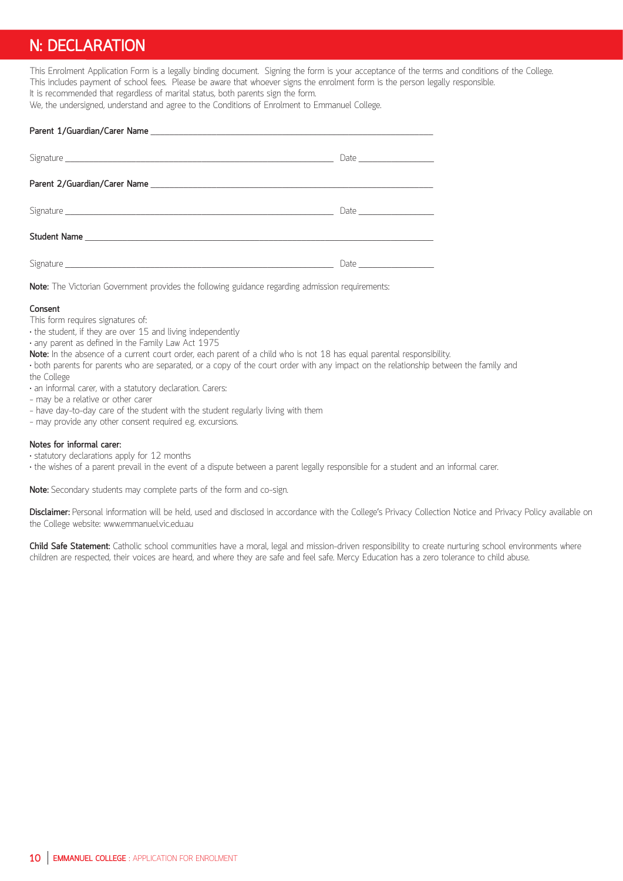## N: DECLARATION

This Enrolment Application Form is a legally binding document. Signing the form is your acceptance of the terms and conditions of the College. This includes payment of school fees. Please be aware that whoever signs the enrolment form is the person legally responsible.
It is recommended that regardless of marital status, both parents sign the form.
We, the undersigned, understand and agree to the Conditions of Enrolment to Emmanuel College.

**Parent 1/Guardian/Carer Name** ______________________________________________

Signature ______________________________________ Date ______________

**Parent 2/Guardian/Carer Name** ______________________________________________

Signature ______________________________________ Date ______________

**Student Name** ________________________________________________________

Signature ______________________________________ Date ______________

**Note:** The Victorian Government provides the following guidance regarding admission requirements:

**Consent**

This form requires signatures of:

- the student, if they are over 15 and living independently
- any parent as defined in the Family Law Act 1975

**Note:** In the absence of a current court order, each parent of a child who is not 18 has equal parental responsibility.

- both parents for parents who are separated, or a copy of the court order with any impact on the relationship between the family and the College
- an informal carer, with a statutory declaration. Carers:
  - may be a relative or other carer
  - have day-to-day care of the student with the student regularly living with them
  - may provide any other consent required e.g. excursions.

**Notes for informal carer:**

- statutory declarations apply for 12 months
- the wishes of a parent prevail in the event of a dispute between a parent legally responsible for a student and an informal carer.

**Note:** Secondary students may complete parts of the form and co-sign.

**Disclaimer:** Personal information will be held, used and disclosed in accordance with the College's Privacy Collection Notice and Privacy Policy available on the College website: www.emmanuel.vic.edu.au

**Child Safe Statement:** Catholic school communities have a moral, legal and mission-driven responsibility to create nurturing school environments where children are respected, their voices are heard, and where they are safe and feel safe. Mercy Education has a zero tolerance to child abuse.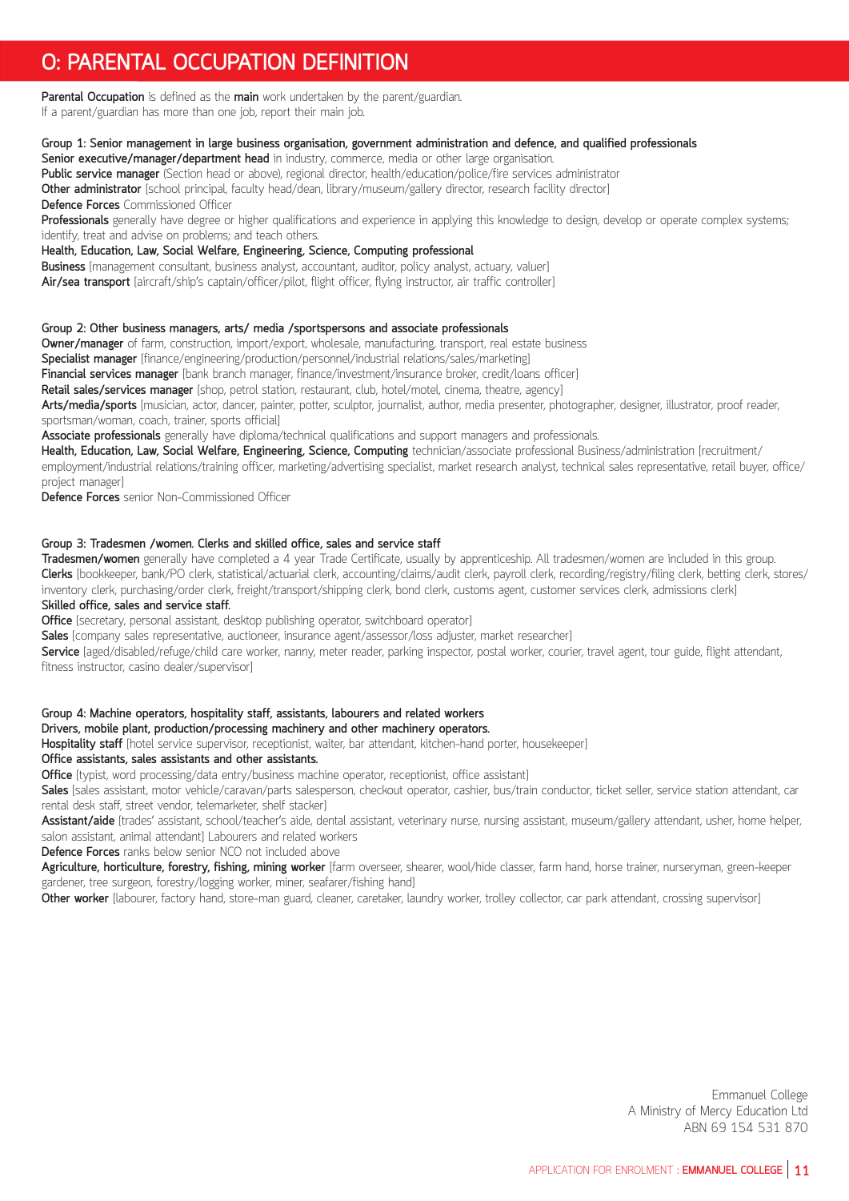# O: PARENTAL OCCUPATION DEFINITION

**Parental Occupation** is defined as the **main** work undertaken by the parent/guardian.
If a parent/guardian has more than one job, report their main job.

**Group 1: Senior management in large business organisation, government administration and defence, and qualified professionals**
**Senior executive/manager/department head** in industry, commerce, media or other large organisation.
**Public service manager** (Section head or above), regional director, health/education/police/fire services administrator
**Other administrator** [school principal, faculty head/dean, library/museum/gallery director, research facility director]
**Defence Forces** Commissioned Officer
**Professionals** generally have degree or higher qualifications and experience in applying this knowledge to design, develop or operate complex systems; identify, treat and advise on problems; and teach others.
**Health, Education, Law, Social Welfare, Engineering, Science, Computing professional**
**Business** [management consultant, business analyst, accountant, auditor, policy analyst, actuary, valuer]
**Air/sea transport** [aircraft/ship's captain/officer/pilot, flight officer, flying instructor, air traffic controller]

**Group 2: Other business managers, arts/ media /sportspersons and associate professionals**
**Owner/manager** of farm, construction, import/export, wholesale, manufacturing, transport, real estate business
**Specialist manager** [finance/engineering/production/personnel/industrial relations/sales/marketing]
**Financial services manager** [bank branch manager, finance/investment/insurance broker, credit/loans officer]
**Retail sales/services manager** [shop, petrol station, restaurant, club, hotel/motel, cinema, theatre, agency]
**Arts/media/sports** [musician, actor, dancer, painter, potter, sculptor, journalist, author, media presenter, photographer, designer, illustrator, proof reader, sportsman/woman, coach, trainer, sports official]
**Associate professionals** generally have diploma/technical qualifications and support managers and professionals.
**Health, Education, Law, Social Welfare, Engineering, Science, Computing** technician/associate professional Business/administration [recruitment/employment/industrial relations/training officer, marketing/advertising specialist, market research analyst, technical sales representative, retail buyer, office/project manager]
**Defence Forces** senior Non-Commissioned Officer

**Group 3: Tradesmen /women. Clerks and skilled office, sales and service staff**
**Tradesmen/women** generally have completed a 4 year Trade Certificate, usually by apprenticeship. All tradesmen/women are included in this group.
**Clerks** [bookkeeper, bank/PO clerk, statistical/actuarial clerk, accounting/claims/audit clerk, payroll clerk, recording/registry/filing clerk, betting clerk, stores/inventory clerk, purchasing/order clerk, freight/transport/shipping clerk, bond clerk, customs agent, customer services clerk, admissions clerk]
**Skilled office, sales and service staff.**
**Office** [secretary, personal assistant, desktop publishing operator, switchboard operator]
**Sales** [company sales representative, auctioneer, insurance agent/assessor/loss adjuster, market researcher]
**Service** [aged/disabled/refuge/child care worker, nanny, meter reader, parking inspector, postal worker, courier, travel agent, tour guide, flight attendant, fitness instructor, casino dealer/supervisor]

**Group 4: Machine operators, hospitality staff, assistants, labourers and related workers**
**Drivers, mobile plant, production/processing machinery and other machinery operators.**
**Hospitality staff** [hotel service supervisor, receptionist, waiter, bar attendant, kitchen-hand porter, housekeeper]
**Office assistants, sales assistants and other assistants.**
**Office** [typist, word processing/data entry/business machine operator, receptionist, office assistant]
**Sales** [sales assistant, motor vehicle/caravan/parts salesperson, checkout operator, cashier, bus/train conductor, ticket seller, service station attendant, car rental desk staff, street vendor, telemarketer, shelf stacker]
**Assistant/aide** [trades' assistant, school/teacher's aide, dental assistant, veterinary nurse, nursing assistant, museum/gallery attendant, usher, home helper, salon assistant, animal attendant] Labourers and related workers
**Defence Forces** ranks below senior NCO not included above
**Agriculture, horticulture, forestry, fishing, mining worker** [farm overseer, shearer, wool/hide classer, farm hand, horse trainer, nurseryman, green-keeper gardener, tree surgeon, forestry/logging worker, miner, seafarer/fishing hand]
**Other worker** [labourer, factory hand, store-man guard, cleaner, caretaker, laundry worker, trolley collector, car park attendant, crossing supervisor]

Emmanuel College
A Ministry of Mercy Education Ltd
ABN 69 154 531 870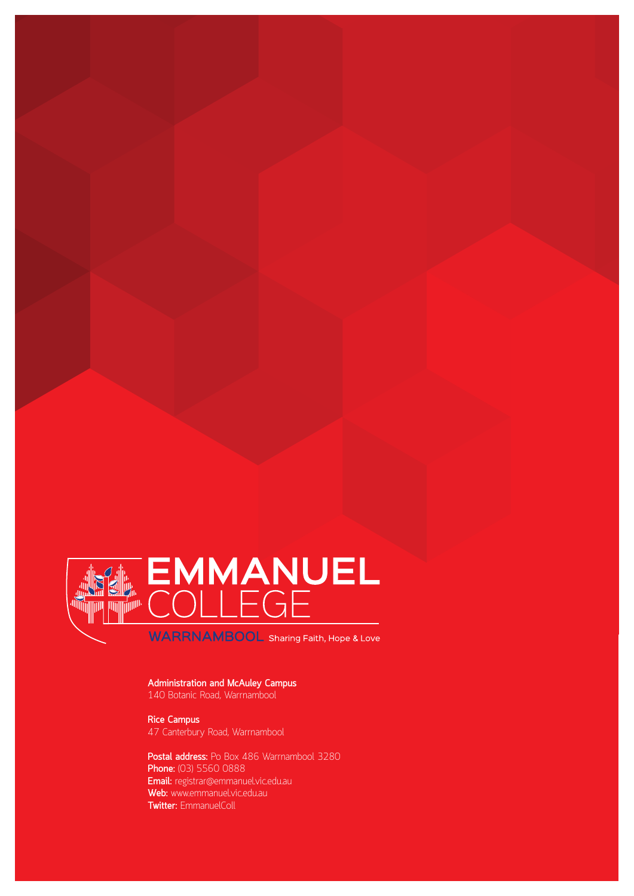EMMANUEL COLLEGE

WARRNAMBOOL Sharing Faith, Hope & Love

**Administration and McAuley Campus**
140 Botanic Road, Warrnambool

**Rice Campus**
47 Canterbury Road, Warrnambool

**Postal address:** Po Box 486 Warrnambool 3280
**Phone:** (03) 5560 0888
**Email:** registrar@emmanuel.vic.edu.au
**Web:** www.emmanuel.vic.edu.au
**Twitter:** EmmanuelColl